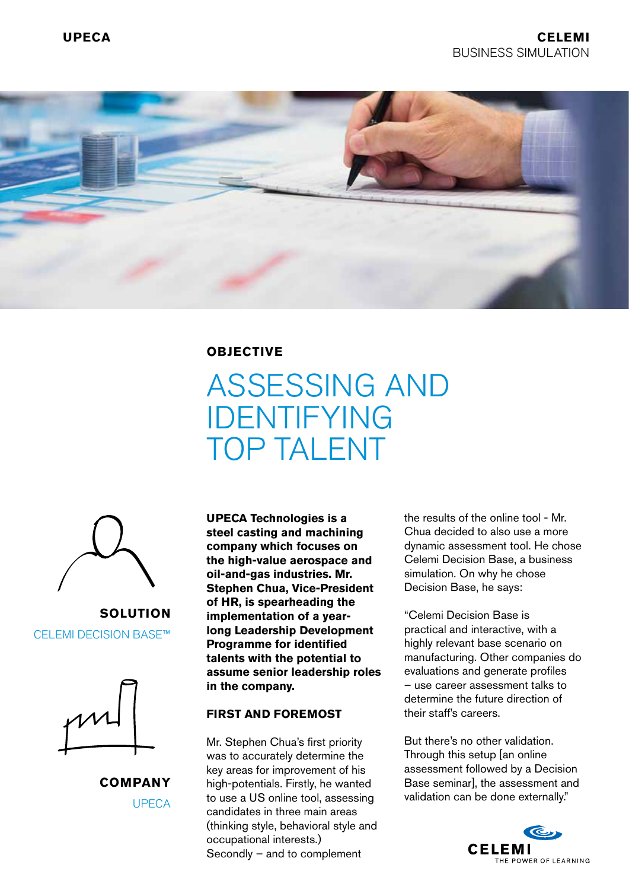UPECA

CELEMI
BUSINESS SIMULATION

**OBJECTIVE**

# ASSESSING AND IDENTIFYING TOP TALENT

**SOLUTION**

CELEMI DECISION BASE™

**COMPANY**

UPECA

**UPECA Technologies is a steel casting and machining company which focuses on the high-value aerospace and oil-and-gas industries. Mr. Stephen Chua, Vice-President of HR, is spearheading the implementation of a year-long Leadership Development Programme for identified talents with the potential to assume senior leadership roles in the company.**

### FIRST AND FOREMOST

Mr. Stephen Chua's first priority was to accurately determine the key areas for improvement of his high-potentials. Firstly, he wanted to use a US online tool, assessing candidates in three main areas (thinking style, behavioral style and occupational interests.) Secondly – and to complement the results of the online tool - Mr. Chua decided to also use a more dynamic assessment tool. He chose Celemi Decision Base, a business simulation. On why he chose Decision Base, he says:

"Celemi Decision Base is practical and interactive, with a highly relevant base scenario on manufacturing. Other companies do evaluations and generate profiles – use career assessment talks to determine the future direction of their staff's careers.

But there's no other validation. Through this setup [an online assessment followed by a Decision Base seminar], the assessment and validation can be done externally."

CELEMI
THE POWER OF LEARNING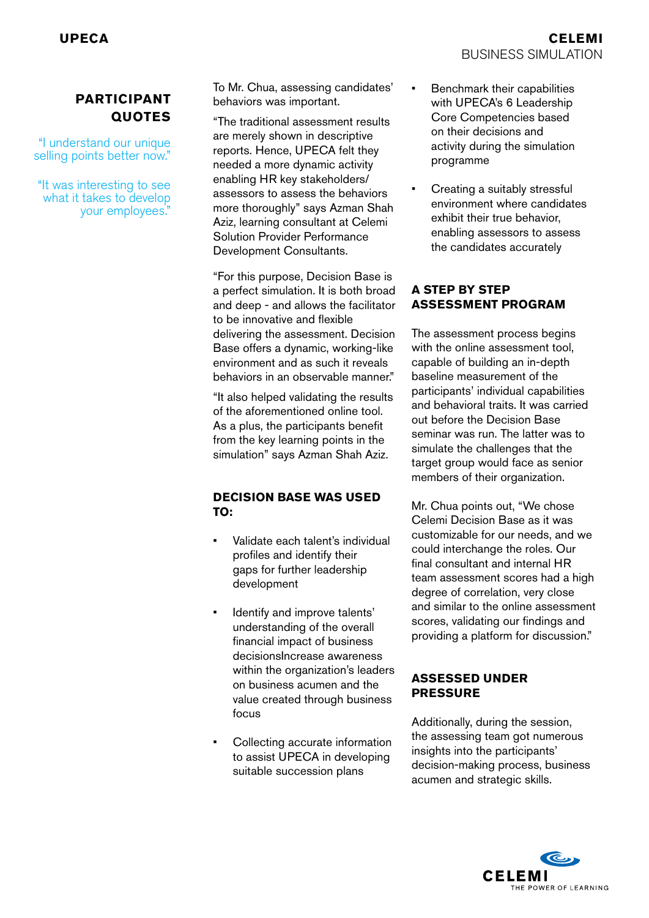## PARTICIPANT QUOTES

"I understand our unique selling points better now."

"It was interesting to see what it takes to develop your employees."

To Mr. Chua, assessing candidates' behaviors was important.

"The traditional assessment results are merely shown in descriptive reports. Hence, UPECA felt they needed a more dynamic activity enabling HR key stakeholders/ assessors to assess the behaviors more thoroughly" says Azman Shah Aziz, learning consultant at Celemi Solution Provider Performance Development Consultants.

"For this purpose, Decision Base is a perfect simulation. It is both broad and deep - and allows the facilitator to be innovative and flexible delivering the assessment. Decision Base offers a dynamic, working-like environment and as such it reveals behaviors in an observable manner."

"It also helped validating the results of the aforementioned online tool. As a plus, the participants benefit from the key learning points in the simulation" says Azman Shah Aziz.

### DECISION BASE WAS USED TO:

- Validate each talent's individual profiles and identify their gaps for further leadership development
- Identify and improve talents' understanding of the overall financial impact of business decisionsIncrease awareness within the organization's leaders on business acumen and the value created through business focus
- Collecting accurate information to assist UPECA in developing suitable succession plans
- Benchmark their capabilities with UPECA's 6 Leadership Core Competencies based on their decisions and activity during the simulation programme
- Creating a suitably stressful environment where candidates exhibit their true behavior, enabling assessors to assess the candidates accurately

### A STEP BY STEP ASSESSMENT PROGRAM

The assessment process begins with the online assessment tool, capable of building an in-depth baseline measurement of the participants' individual capabilities and behavioral traits. It was carried out before the Decision Base seminar was run. The latter was to simulate the challenges that the target group would face as senior members of their organization.

Mr. Chua points out, "We chose Celemi Decision Base as it was customizable for our needs, and we could interchange the roles. Our final consultant and internal HR team assessment scores had a high degree of correlation, very close and similar to the online assessment scores, validating our findings and providing a platform for discussion."

### ASSESSED UNDER PRESSURE

Additionally, during the session, the assessing team got numerous insights into the participants' decision-making process, business acumen and strategic skills.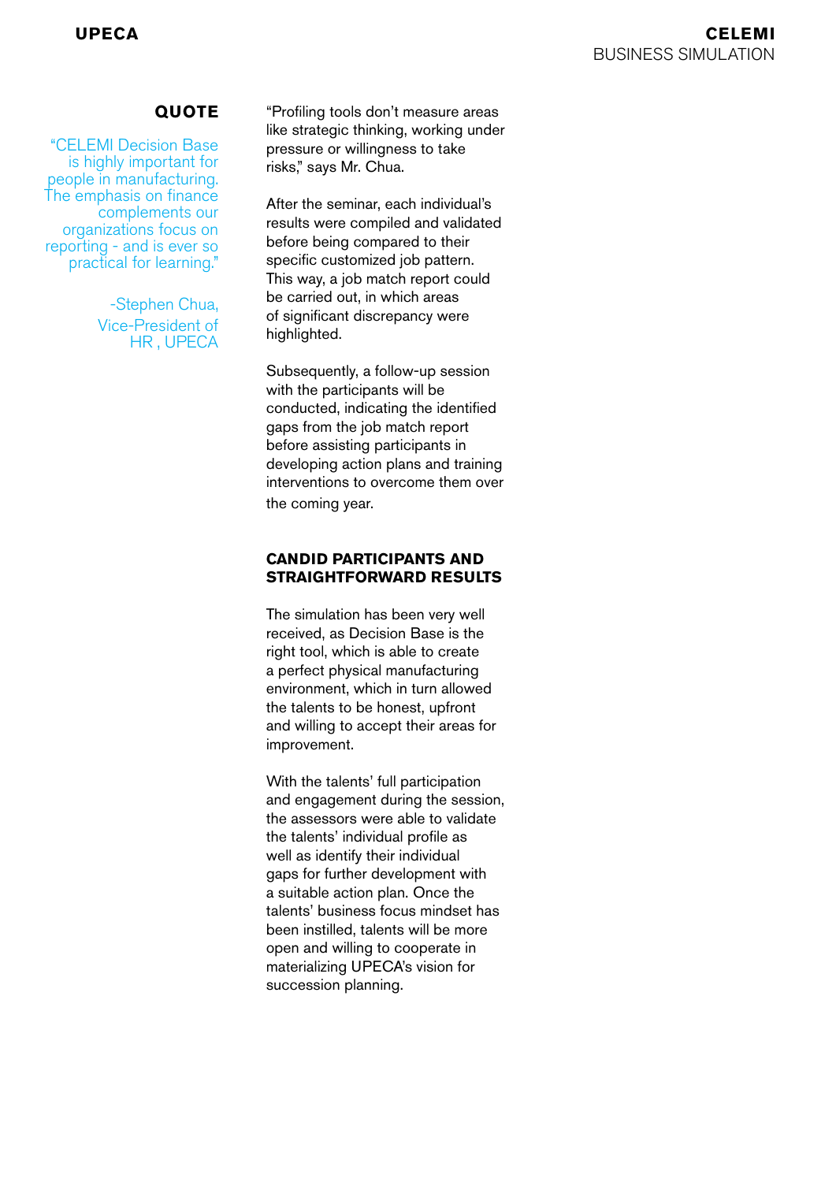## QUOTE

"CELEMI Decision Base is highly important for people in manufacturing. The emphasis on finance complements our organizations focus on reporting - and is ever so practical for learning."

-Stephen Chua, Vice-President of HR , UPECA

"Profiling tools don't measure areas like strategic thinking, working under pressure or willingness to take risks," says Mr. Chua.

After the seminar, each individual's results were compiled and validated before being compared to their specific customized job pattern. This way, a job match report could be carried out, in which areas of significant discrepancy were highlighted.

Subsequently, a follow-up session with the participants will be conducted, indicating the identified gaps from the job match report before assisting participants in developing action plans and training interventions to overcome them over the coming year.

## CANDID PARTICIPANTS AND STRAIGHTFORWARD RESULTS

The simulation has been very well received, as Decision Base is the right tool, which is able to create a perfect physical manufacturing environment, which in turn allowed the talents to be honest, upfront and willing to accept their areas for improvement.

With the talents' full participation and engagement during the session, the assessors were able to validate the talents' individual profile as well as identify their individual gaps for further development with a suitable action plan. Once the talents' business focus mindset has been instilled, talents will be more open and willing to cooperate in materializing UPECA's vision for succession planning.